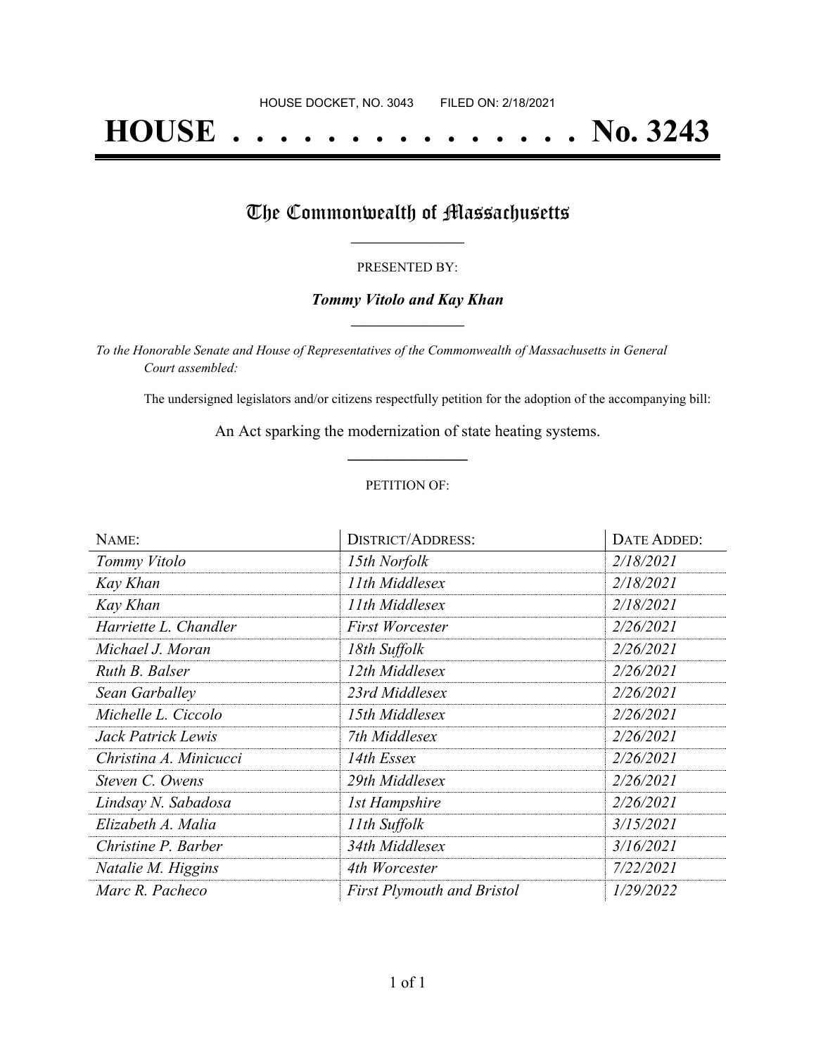HOUSE DOCKET, NO. 3043        FILED ON: 2/18/2021

# HOUSE . . . . . . . . . . . . . . . No. 3243

## The Commonwealth of Massachusetts

PRESENTED BY:

***Tommy Vitolo and Kay Khan***

*To the Honorable Senate and House of Representatives of the Commonwealth of Massachusetts in General Court assembled:*

The undersigned legislators and/or citizens respectfully petition for the adoption of the accompanying bill:

An Act sparking the modernization of state heating systems.

PETITION OF:

| NAME: | DISTRICT/ADDRESS: | DATE ADDED: |
|---|---|---|
| *Tommy Vitolo* | *15th Norfolk* | *2/18/2021* |
| *Kay Khan* | *11th Middlesex* | *2/18/2021* |
| *Kay Khan* | *11th Middlesex* | *2/18/2021* |
| *Harriette L. Chandler* | *First Worcester* | *2/26/2021* |
| *Michael J. Moran* | *18th Suffolk* | *2/26/2021* |
| *Ruth B. Balser* | *12th Middlesex* | *2/26/2021* |
| *Sean Garballey* | *23rd Middlesex* | *2/26/2021* |
| *Michelle L. Ciccolo* | *15th Middlesex* | *2/26/2021* |
| *Jack Patrick Lewis* | *7th Middlesex* | *2/26/2021* |
| *Christina A. Minicucci* | *14th Essex* | *2/26/2021* |
| *Steven C. Owens* | *29th Middlesex* | *2/26/2021* |
| *Lindsay N. Sabadosa* | *1st Hampshire* | *2/26/2021* |
| *Elizabeth A. Malia* | *11th Suffolk* | *3/15/2021* |
| *Christine P. Barber* | *34th Middlesex* | *3/16/2021* |
| *Natalie M. Higgins* | *4th Worcester* | *7/22/2021* |
| *Marc R. Pacheco* | *First Plymouth and Bristol* | *1/29/2022* |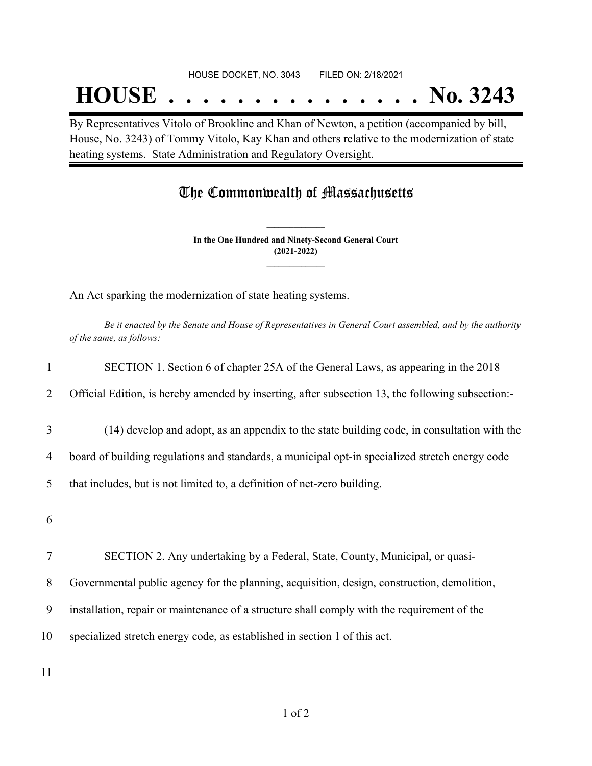HOUSE DOCKET, NO. 3043 FILED ON: 2/18/2021

# HOUSE . . . . . . . . . . . . . . . No. 3243

By Representatives Vitolo of Brookline and Khan of Newton, a petition (accompanied by bill, House, No. 3243) of Tommy Vitolo, Kay Khan and others relative to the modernization of state heating systems. State Administration and Regulatory Oversight.

## The Commonwealth of Massachusetts

**In the One Hundred and Ninety-Second General Court (2021-2022)**

An Act sparking the modernization of state heating systems.

*Be it enacted by the Senate and House of Representatives in General Court assembled, and by the authority of the same, as follows:*

SECTION 1. Section 6 of chapter 25A of the General Laws, as appearing in the 2018 Official Edition, is hereby amended by inserting, after subsection 13, the following subsection:-

(14) develop and adopt, as an appendix to the state building code, in consultation with the board of building regulations and standards, a municipal opt-in specialized stretch energy code that includes, but is not limited to, a definition of net-zero building.

SECTION 2. Any undertaking by a Federal, State, County, Municipal, or quasi-Governmental public agency for the planning, acquisition, design, construction, demolition, installation, repair or maintenance of a structure shall comply with the requirement of the specialized stretch energy code, as established in section 1 of this act.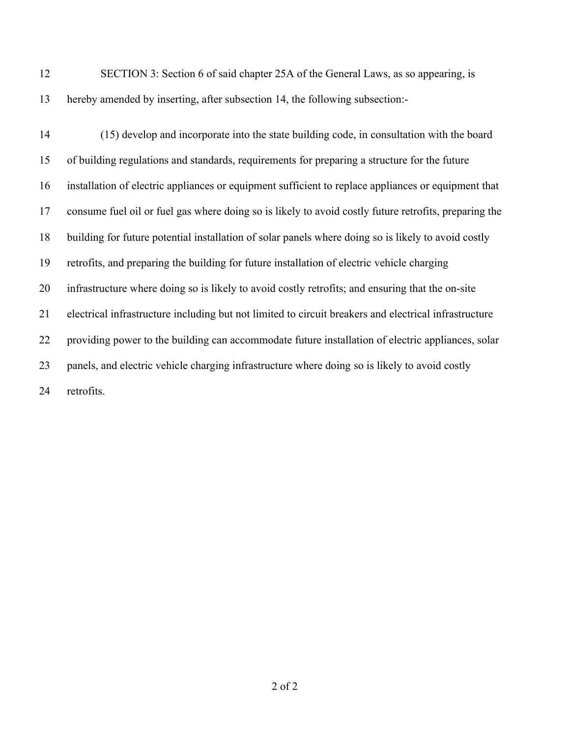SECTION 3: Section 6 of said chapter 25A of the General Laws, as so appearing, is hereby amended by inserting, after subsection 14, the following subsection:-

(15) develop and incorporate into the state building code, in consultation with the board of building regulations and standards, requirements for preparing a structure for the future installation of electric appliances or equipment sufficient to replace appliances or equipment that consume fuel oil or fuel gas where doing so is likely to avoid costly future retrofits, preparing the building for future potential installation of solar panels where doing so is likely to avoid costly retrofits, and preparing the building for future installation of electric vehicle charging infrastructure where doing so is likely to avoid costly retrofits; and ensuring that the on-site electrical infrastructure including but not limited to circuit breakers and electrical infrastructure providing power to the building can accommodate future installation of electric appliances, solar panels, and electric vehicle charging infrastructure where doing so is likely to avoid costly retrofits.